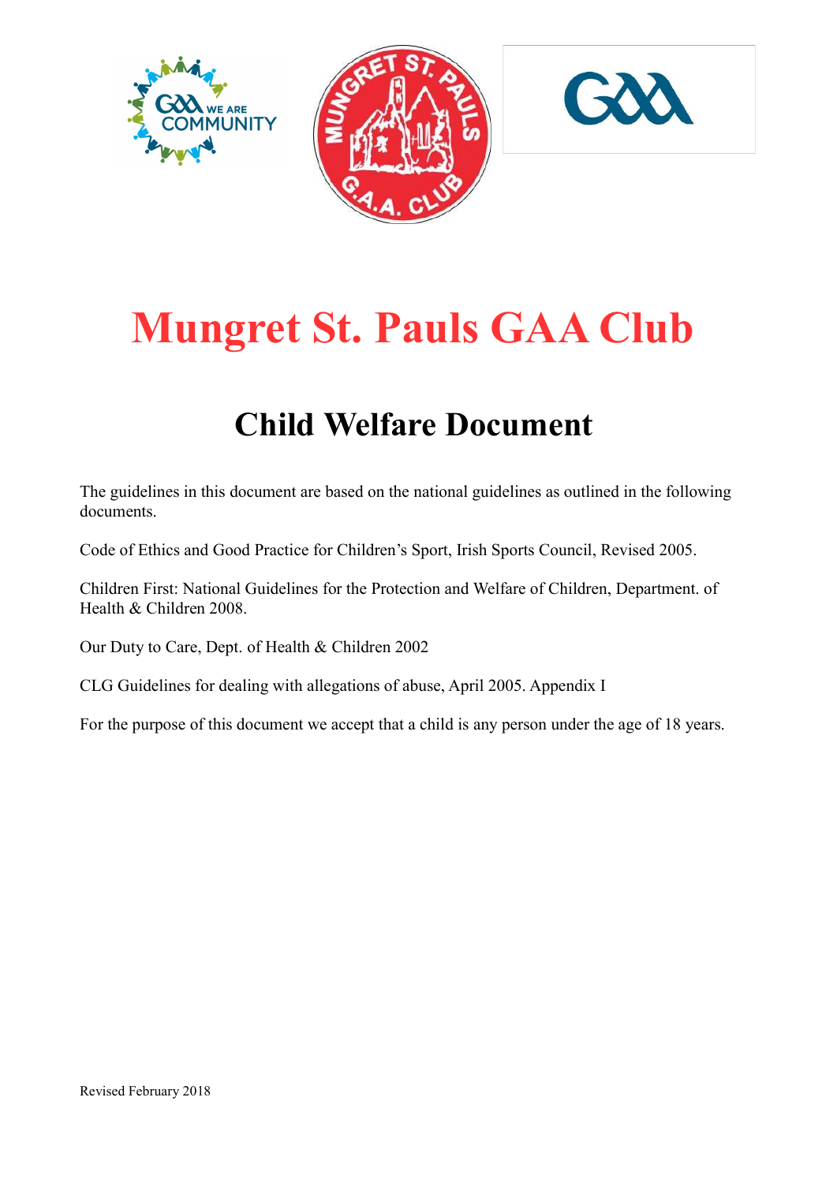# Mungret St. Pauls GAA Club

## Child Welfare Document

The guidelines in this document are based on the national guidelines as outlined in the following documents.

Code of Ethics and Good Practice for Children's Sport, Irish Sports Council, Revised 2005.

Children First: National Guidelines for the Protection and Welfare of Children, Department. of Health & Children 2008.

Our Duty to Care, Dept. of Health & Children 2002

CLG Guidelines for dealing with allegations of abuse, April 2005. Appendix I

For the purpose of this document we accept that a child is any person under the age of 18 years.

Revised February 2018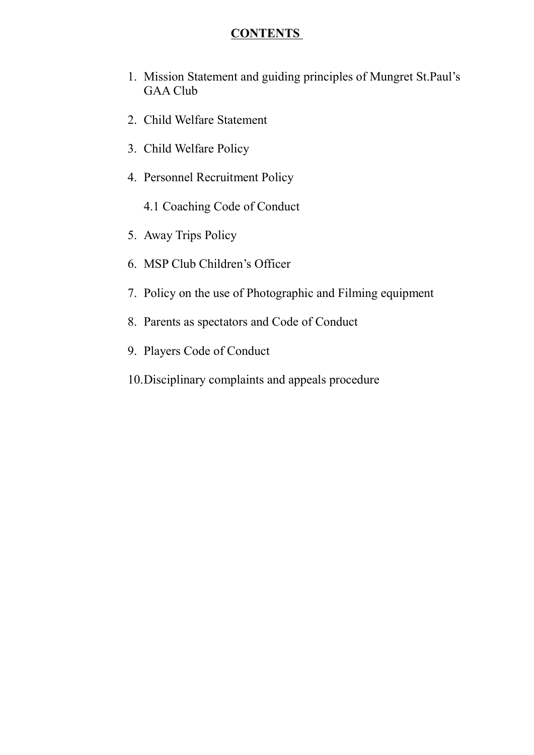# **CONTENTS**

1. Mission Statement and guiding principles of Mungret St.Paul's GAA Club

2. Child Welfare Statement

3. Child Welfare Policy

4. Personnel Recruitment Policy

   4.1 Coaching Code of Conduct

5. Away Trips Policy

6. MSP Club Children's Officer

7. Policy on the use of Photographic and Filming equipment

8. Parents as spectators and Code of Conduct

9. Players Code of Conduct

10. Disciplinary complaints and appeals procedure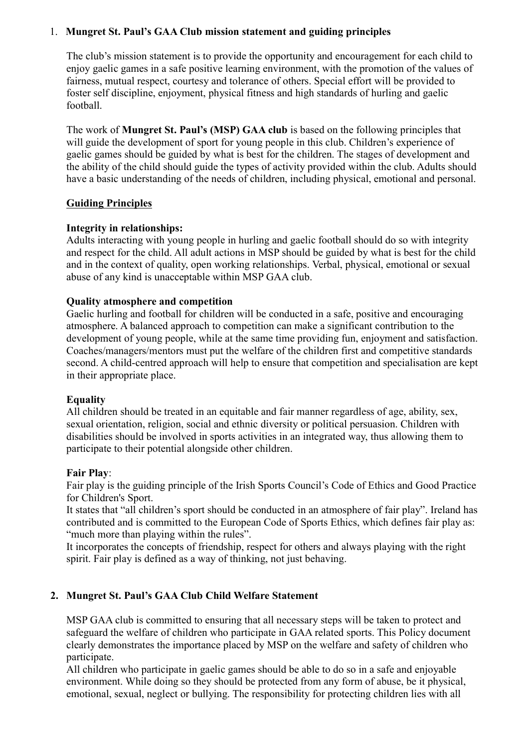1. **Mungret St. Paul's GAA Club mission statement and guiding principles**

The club's mission statement is to provide the opportunity and encouragement for each child to enjoy gaelic games in a safe positive learning environment, with the promotion of the values of fairness, mutual respect, courtesy and tolerance of others. Special effort will be provided to foster self discipline, enjoyment, physical fitness and high standards of hurling and gaelic football.

The work of **Mungret St. Paul's (MSP) GAA club** is based on the following principles that will guide the development of sport for young people in this club. Children's experience of gaelic games should be guided by what is best for the children. The stages of development and the ability of the child should guide the types of activity provided within the club. Adults should have a basic understanding of the needs of children, including physical, emotional and personal.

**Guiding Principles**

**Integrity in relationships:**
Adults interacting with young people in hurling and gaelic football should do so with integrity and respect for the child. All adult actions in MSP should be guided by what is best for the child and in the context of quality, open working relationships. Verbal, physical, emotional or sexual abuse of any kind is unacceptable within MSP GAA club.

**Quality atmosphere and competition**
Gaelic hurling and football for children will be conducted in a safe, positive and encouraging atmosphere. A balanced approach to competition can make a significant contribution to the development of young people, while at the same time providing fun, enjoyment and satisfaction. Coaches/managers/mentors must put the welfare of the children first and competitive standards second. A child-centred approach will help to ensure that competition and specialisation are kept in their appropriate place.

**Equality**
All children should be treated in an equitable and fair manner regardless of age, ability, sex, sexual orientation, religion, social and ethnic diversity or political persuasion. Children with disabilities should be involved in sports activities in an integrated way, thus allowing them to participate to their potential alongside other children.

**Fair Play**:
Fair play is the guiding principle of the Irish Sports Council's Code of Ethics and Good Practice for Children's Sport.
It states that "all children's sport should be conducted in an atmosphere of fair play". Ireland has contributed and is committed to the European Code of Sports Ethics, which defines fair play as: "much more than playing within the rules".
It incorporates the concepts of friendship, respect for others and always playing with the right spirit. Fair play is defined as a way of thinking, not just behaving.

2. **Mungret St. Paul's GAA Club Child Welfare Statement**

MSP GAA club is committed to ensuring that all necessary steps will be taken to protect and safeguard the welfare of children who participate in GAA related sports. This Policy document clearly demonstrates the importance placed by MSP on the welfare and safety of children who participate.
All children who participate in gaelic games should be able to do so in a safe and enjoyable environment. While doing so they should be protected from any form of abuse, be it physical, emotional, sexual, neglect or bullying. The responsibility for protecting children lies with all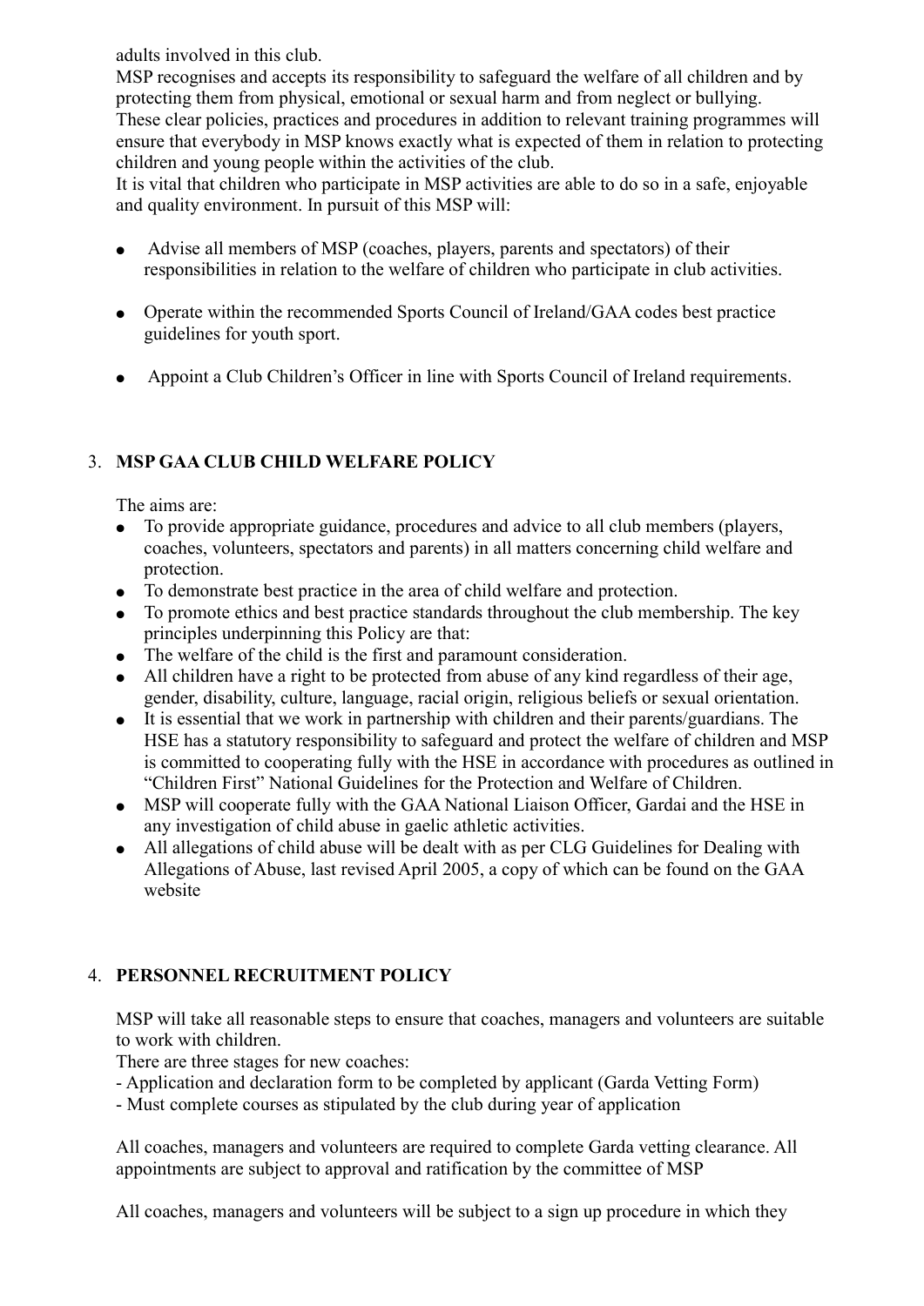adults involved in this club.
MSP recognises and accepts its responsibility to safeguard the welfare of all children and by protecting them from physical, emotional or sexual harm and from neglect or bullying.
These clear policies, practices and procedures in addition to relevant training programmes will ensure that everybody in MSP knows exactly what is expected of them in relation to protecting children and young people within the activities of the club.
It is vital that children who participate in MSP activities are able to do so in a safe, enjoyable and quality environment. In pursuit of this MSP will:

- Advise all members of MSP (coaches, players, parents and spectators) of their responsibilities in relation to the welfare of children who participate in club activities.
- Operate within the recommended Sports Council of Ireland/GAA codes best practice guidelines for youth sport.
- Appoint a Club Children's Officer in line with Sports Council of Ireland requirements.

## 3. MSP GAA CLUB CHILD WELFARE POLICY

The aims are:

- To provide appropriate guidance, procedures and advice to all club members (players, coaches, volunteers, spectators and parents) in all matters concerning child welfare and protection.
- To demonstrate best practice in the area of child welfare and protection.
- To promote ethics and best practice standards throughout the club membership. The key principles underpinning this Policy are that:
- The welfare of the child is the first and paramount consideration.
- All children have a right to be protected from abuse of any kind regardless of their age, gender, disability, culture, language, racial origin, religious beliefs or sexual orientation.
- It is essential that we work in partnership with children and their parents/guardians. The HSE has a statutory responsibility to safeguard and protect the welfare of children and MSP is committed to cooperating fully with the HSE in accordance with procedures as outlined in "Children First" National Guidelines for the Protection and Welfare of Children.
- MSP will cooperate fully with the GAA National Liaison Officer, Gardai and the HSE in any investigation of child abuse in gaelic athletic activities.
- All allegations of child abuse will be dealt with as per CLG Guidelines for Dealing with Allegations of Abuse, last revised April 2005, a copy of which can be found on the GAA website

## 4. PERSONNEL RECRUITMENT POLICY

MSP will take all reasonable steps to ensure that coaches, managers and volunteers are suitable to work with children.

There are three stages for new coaches:

- Application and declaration form to be completed by applicant (Garda Vetting Form)
- Must complete courses as stipulated by the club during year of application

All coaches, managers and volunteers are required to complete Garda vetting clearance. All appointments are subject to approval and ratification by the committee of MSP

All coaches, managers and volunteers will be subject to a sign up procedure in which they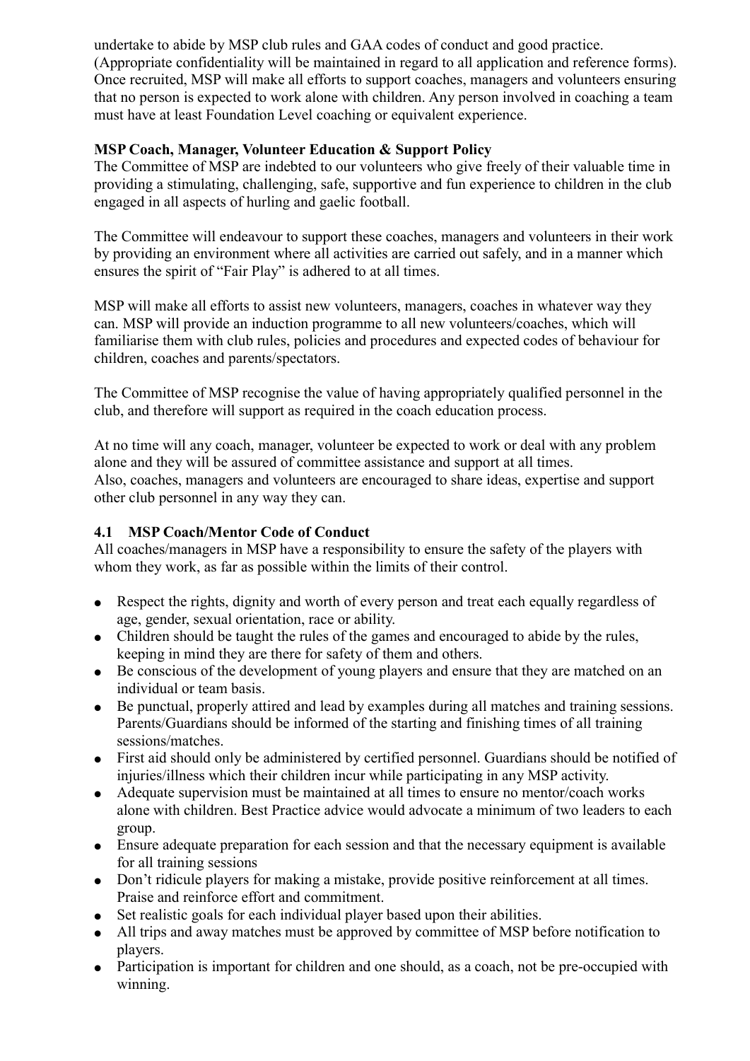undertake to abide by MSP club rules and GAA codes of conduct and good practice. (Appropriate confidentiality will be maintained in regard to all application and reference forms). Once recruited, MSP will make all efforts to support coaches, managers and volunteers ensuring that no person is expected to work alone with children. Any person involved in coaching a team must have at least Foundation Level coaching or equivalent experience.

**MSP Coach, Manager, Volunteer Education & Support Policy**

The Committee of MSP are indebted to our volunteers who give freely of their valuable time in providing a stimulating, challenging, safe, supportive and fun experience to children in the club engaged in all aspects of hurling and gaelic football.

The Committee will endeavour to support these coaches, managers and volunteers in their work by providing an environment where all activities are carried out safely, and in a manner which ensures the spirit of "Fair Play" is adhered to at all times.

MSP will make all efforts to assist new volunteers, managers, coaches in whatever way they can. MSP will provide an induction programme to all new volunteers/coaches, which will familiarise them with club rules, policies and procedures and expected codes of behaviour for children, coaches and parents/spectators.

The Committee of MSP recognise the value of having appropriately qualified personnel in the club, and therefore will support as required in the coach education process.

At no time will any coach, manager, volunteer be expected to work or deal with any problem alone and they will be assured of committee assistance and support at all times.
Also, coaches, managers and volunteers are encouraged to share ideas, expertise and support other club personnel in any way they can.

### 4.1 MSP Coach/Mentor Code of Conduct

All coaches/managers in MSP have a responsibility to ensure the safety of the players with whom they work, as far as possible within the limits of their control.

- Respect the rights, dignity and worth of every person and treat each equally regardless of age, gender, sexual orientation, race or ability.
- Children should be taught the rules of the games and encouraged to abide by the rules, keeping in mind they are there for safety of them and others.
- Be conscious of the development of young players and ensure that they are matched on an individual or team basis.
- Be punctual, properly attired and lead by examples during all matches and training sessions. Parents/Guardians should be informed of the starting and finishing times of all training sessions/matches.
- First aid should only be administered by certified personnel. Guardians should be notified of injuries/illness which their children incur while participating in any MSP activity.
- Adequate supervision must be maintained at all times to ensure no mentor/coach works alone with children. Best Practice advice would advocate a minimum of two leaders to each group.
- Ensure adequate preparation for each session and that the necessary equipment is available for all training sessions
- Don't ridicule players for making a mistake, provide positive reinforcement at all times. Praise and reinforce effort and commitment.
- Set realistic goals for each individual player based upon their abilities.
- All trips and away matches must be approved by committee of MSP before notification to players.
- Participation is important for children and one should, as a coach, not be pre-occupied with winning.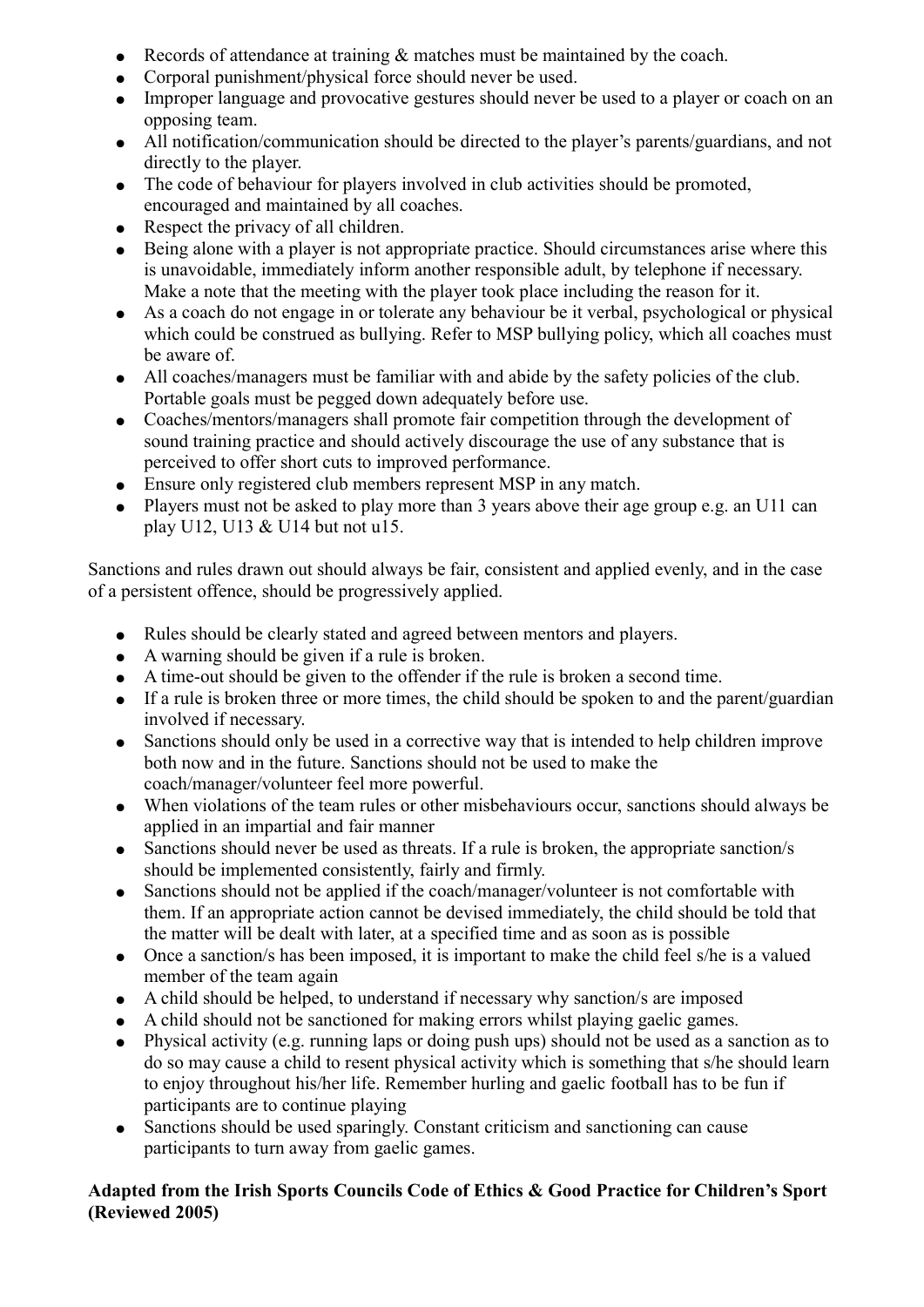- Records of attendance at training & matches must be maintained by the coach.
- Corporal punishment/physical force should never be used.
- Improper language and provocative gestures should never be used to a player or coach on an opposing team.
- All notification/communication should be directed to the player's parents/guardians, and not directly to the player.
- The code of behaviour for players involved in club activities should be promoted, encouraged and maintained by all coaches.
- Respect the privacy of all children.
- Being alone with a player is not appropriate practice. Should circumstances arise where this is unavoidable, immediately inform another responsible adult, by telephone if necessary. Make a note that the meeting with the player took place including the reason for it.
- As a coach do not engage in or tolerate any behaviour be it verbal, psychological or physical which could be construed as bullying. Refer to MSP bullying policy, which all coaches must be aware of.
- All coaches/managers must be familiar with and abide by the safety policies of the club. Portable goals must be pegged down adequately before use.
- Coaches/mentors/managers shall promote fair competition through the development of sound training practice and should actively discourage the use of any substance that is perceived to offer short cuts to improved performance.
- Ensure only registered club members represent MSP in any match.
- Players must not be asked to play more than 3 years above their age group e.g. an U11 can play U12, U13 & U14 but not u15.

Sanctions and rules drawn out should always be fair, consistent and applied evenly, and in the case of a persistent offence, should be progressively applied.

- Rules should be clearly stated and agreed between mentors and players.
- A warning should be given if a rule is broken.
- A time-out should be given to the offender if the rule is broken a second time.
- If a rule is broken three or more times, the child should be spoken to and the parent/guardian involved if necessary.
- Sanctions should only be used in a corrective way that is intended to help children improve both now and in the future. Sanctions should not be used to make the coach/manager/volunteer feel more powerful.
- When violations of the team rules or other misbehaviours occur, sanctions should always be applied in an impartial and fair manner
- Sanctions should never be used as threats. If a rule is broken, the appropriate sanction/s should be implemented consistently, fairly and firmly.
- Sanctions should not be applied if the coach/manager/volunteer is not comfortable with them. If an appropriate action cannot be devised immediately, the child should be told that the matter will be dealt with later, at a specified time and as soon as is possible
- Once a sanction/s has been imposed, it is important to make the child feel s/he is a valued member of the team again
- A child should be helped, to understand if necessary why sanction/s are imposed
- A child should not be sanctioned for making errors whilst playing gaelic games.
- Physical activity (e.g. running laps or doing push ups) should not be used as a sanction as to do so may cause a child to resent physical activity which is something that s/he should learn to enjoy throughout his/her life. Remember hurling and gaelic football has to be fun if participants are to continue playing
- Sanctions should be used sparingly. Constant criticism and sanctioning can cause participants to turn away from gaelic games.

**Adapted from the Irish Sports Councils Code of Ethics & Good Practice for Children's Sport (Reviewed 2005)**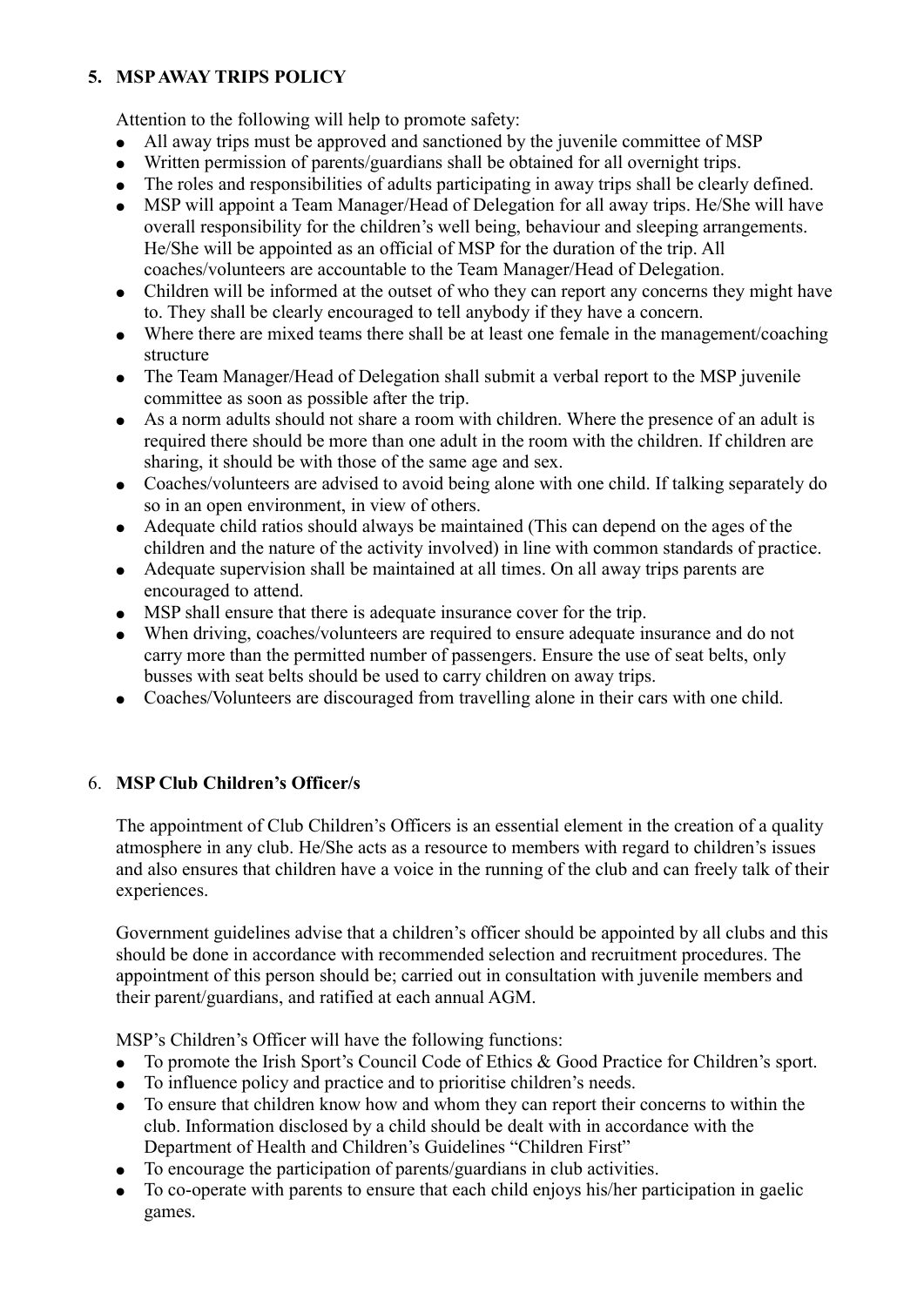## 5. MSP AWAY TRIPS POLICY

Attention to the following will help to promote safety:

- All away trips must be approved and sanctioned by the juvenile committee of MSP
- Written permission of parents/guardians shall be obtained for all overnight trips.
- The roles and responsibilities of adults participating in away trips shall be clearly defined.
- MSP will appoint a Team Manager/Head of Delegation for all away trips. He/She will have overall responsibility for the children's well being, behaviour and sleeping arrangements. He/She will be appointed as an official of MSP for the duration of the trip. All coaches/volunteers are accountable to the Team Manager/Head of Delegation.
- Children will be informed at the outset of who they can report any concerns they might have to. They shall be clearly encouraged to tell anybody if they have a concern.
- Where there are mixed teams there shall be at least one female in the management/coaching structure
- The Team Manager/Head of Delegation shall submit a verbal report to the MSP juvenile committee as soon as possible after the trip.
- As a norm adults should not share a room with children. Where the presence of an adult is required there should be more than one adult in the room with the children. If children are sharing, it should be with those of the same age and sex.
- Coaches/volunteers are advised to avoid being alone with one child. If talking separately do so in an open environment, in view of others.
- Adequate child ratios should always be maintained (This can depend on the ages of the children and the nature of the activity involved) in line with common standards of practice.
- Adequate supervision shall be maintained at all times. On all away trips parents are encouraged to attend.
- MSP shall ensure that there is adequate insurance cover for the trip.
- When driving, coaches/volunteers are required to ensure adequate insurance and do not carry more than the permitted number of passengers. Ensure the use of seat belts, only busses with seat belts should be used to carry children on away trips.
- Coaches/Volunteers are discouraged from travelling alone in their cars with one child.

## 6. MSP Club Children's Officer/s

The appointment of Club Children's Officers is an essential element in the creation of a quality atmosphere in any club. He/She acts as a resource to members with regard to children's issues and also ensures that children have a voice in the running of the club and can freely talk of their experiences.

Government guidelines advise that a children's officer should be appointed by all clubs and this should be done in accordance with recommended selection and recruitment procedures. The appointment of this person should be; carried out in consultation with juvenile members and their parent/guardians, and ratified at each annual AGM.

MSP's Children's Officer will have the following functions:

- To promote the Irish Sport's Council Code of Ethics & Good Practice for Children's sport.
- To influence policy and practice and to prioritise children's needs.
- To ensure that children know how and whom they can report their concerns to within the club. Information disclosed by a child should be dealt with in accordance with the Department of Health and Children's Guidelines "Children First"
- To encourage the participation of parents/guardians in club activities.
- To co-operate with parents to ensure that each child enjoys his/her participation in gaelic games.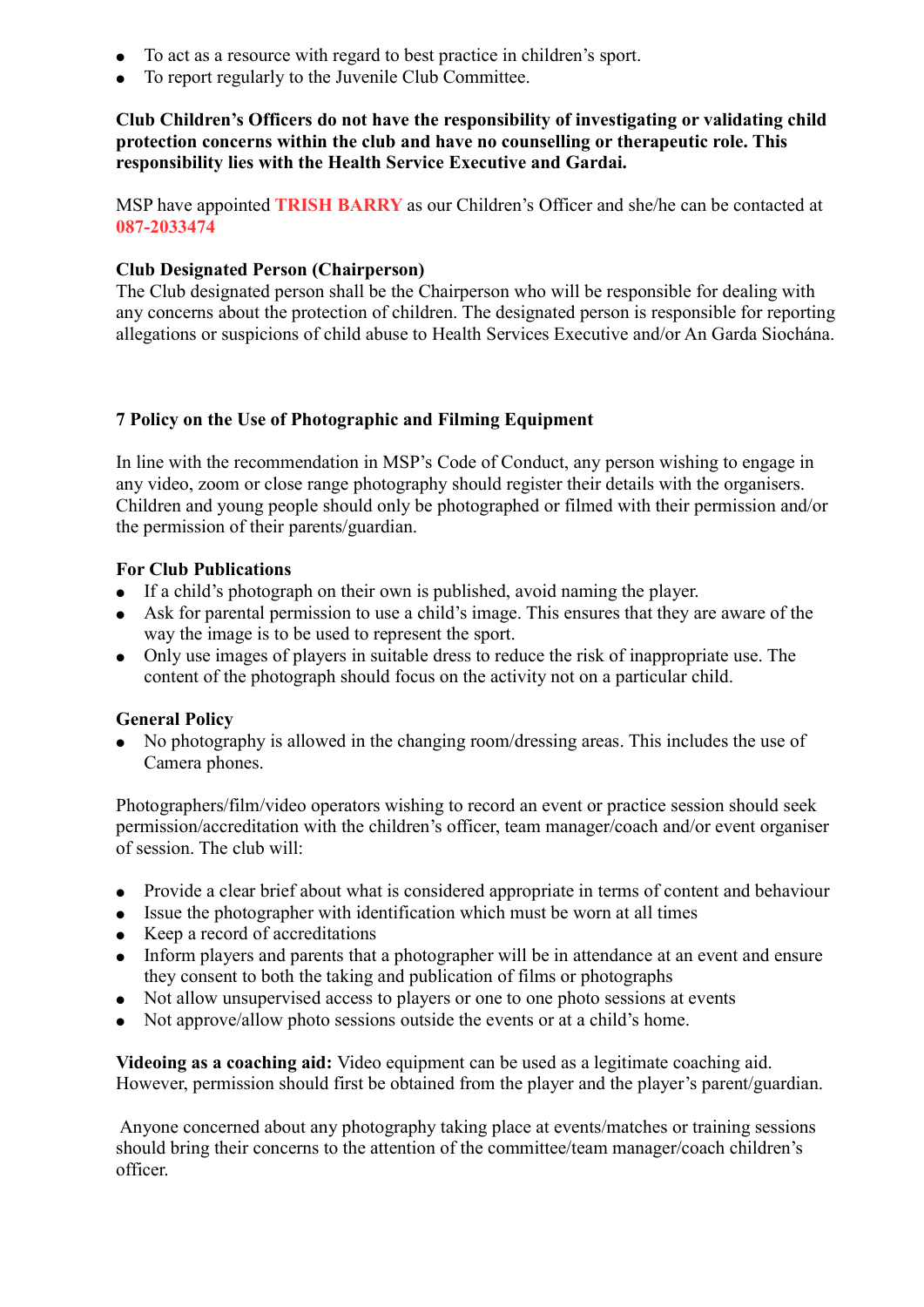- To act as a resource with regard to best practice in children's sport.
- To report regularly to the Juvenile Club Committee.

**Club Children's Officers do not have the responsibility of investigating or validating child protection concerns within the club and have no counselling or therapeutic role. This responsibility lies with the Health Service Executive and Gardai.**

MSP have appointed **TRISH BARRY** as our Children's Officer and she/he can be contacted at **087-2033474**

**Club Designated Person (Chairperson)**
The Club designated person shall be the Chairperson who will be responsible for dealing with any concerns about the protection of children. The designated person is responsible for reporting allegations or suspicions of child abuse to Health Services Executive and/or An Garda Siochána.

### 7 Policy on the Use of Photographic and Filming Equipment

In line with the recommendation in MSP's Code of Conduct, any person wishing to engage in any video, zoom or close range photography should register their details with the organisers. Children and young people should only be photographed or filmed with their permission and/or the permission of their parents/guardian.

**For Club Publications**

- If a child's photograph on their own is published, avoid naming the player.
- Ask for parental permission to use a child's image. This ensures that they are aware of the way the image is to be used to represent the sport.
- Only use images of players in suitable dress to reduce the risk of inappropriate use. The content of the photograph should focus on the activity not on a particular child.

**General Policy**

- No photography is allowed in the changing room/dressing areas. This includes the use of Camera phones.

Photographers/film/video operators wishing to record an event or practice session should seek permission/accreditation with the children's officer, team manager/coach and/or event organiser of session. The club will:

- Provide a clear brief about what is considered appropriate in terms of content and behaviour
- Issue the photographer with identification which must be worn at all times
- Keep a record of accreditations
- Inform players and parents that a photographer will be in attendance at an event and ensure they consent to both the taking and publication of films or photographs
- Not allow unsupervised access to players or one to one photo sessions at events
- Not approve/allow photo sessions outside the events or at a child's home.

**Videoing as a coaching aid:** Video equipment can be used as a legitimate coaching aid. However, permission should first be obtained from the player and the player's parent/guardian.

Anyone concerned about any photography taking place at events/matches or training sessions should bring their concerns to the attention of the committee/team manager/coach children's officer.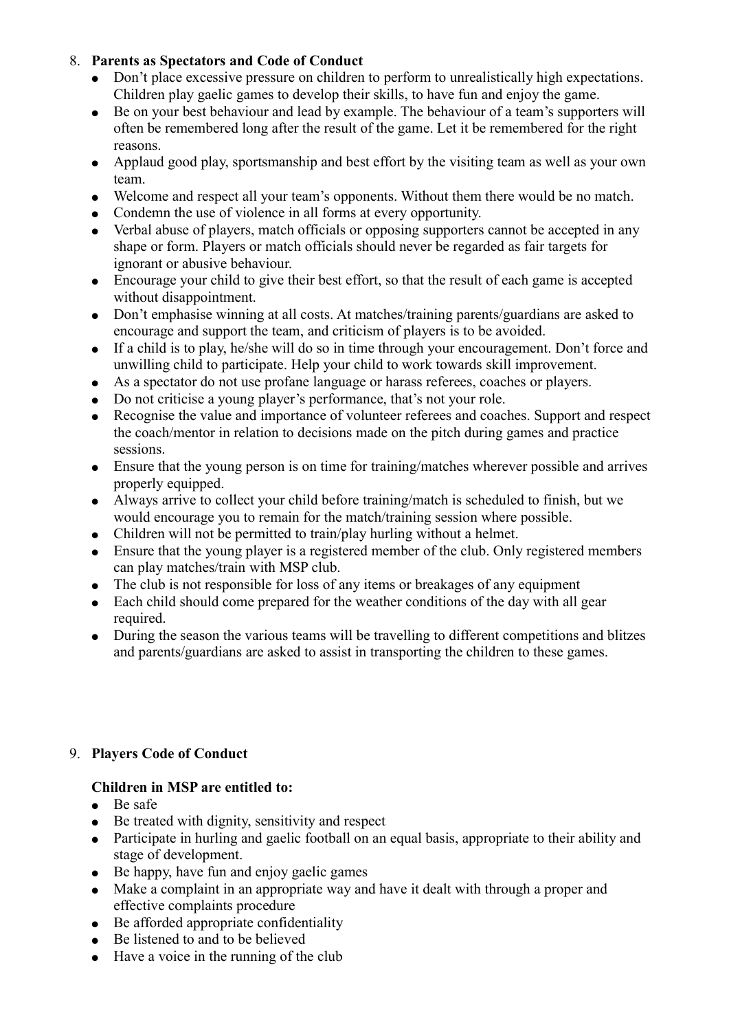8. **Parents as Spectators and Code of Conduct**
   - Don't place excessive pressure on children to perform to unrealistically high expectations. Children play gaelic games to develop their skills, to have fun and enjoy the game.
   - Be on your best behaviour and lead by example. The behaviour of a team's supporters will often be remembered long after the result of the game. Let it be remembered for the right reasons.
   - Applaud good play, sportsmanship and best effort by the visiting team as well as your own team.
   - Welcome and respect all your team's opponents. Without them there would be no match.
   - Condemn the use of violence in all forms at every opportunity.
   - Verbal abuse of players, match officials or opposing supporters cannot be accepted in any shape or form. Players or match officials should never be regarded as fair targets for ignorant or abusive behaviour.
   - Encourage your child to give their best effort, so that the result of each game is accepted without disappointment.
   - Don't emphasise winning at all costs. At matches/training parents/guardians are asked to encourage and support the team, and criticism of players is to be avoided.
   - If a child is to play, he/she will do so in time through your encouragement. Don't force and unwilling child to participate. Help your child to work towards skill improvement.
   - As a spectator do not use profane language or harass referees, coaches or players.
   - Do not criticise a young player's performance, that's not your role.
   - Recognise the value and importance of volunteer referees and coaches. Support and respect the coach/mentor in relation to decisions made on the pitch during games and practice sessions.
   - Ensure that the young person is on time for training/matches wherever possible and arrives properly equipped.
   - Always arrive to collect your child before training/match is scheduled to finish, but we would encourage you to remain for the match/training session where possible.
   - Children will not be permitted to train/play hurling without a helmet.
   - Ensure that the young player is a registered member of the club. Only registered members can play matches/train with MSP club.
   - The club is not responsible for loss of any items or breakages of any equipment
   - Each child should come prepared for the weather conditions of the day with all gear required.
   - During the season the various teams will be travelling to different competitions and blitzes and parents/guardians are asked to assist in transporting the children to these games.

9. **Players Code of Conduct**

   **Children in MSP are entitled to:**
   - Be safe
   - Be treated with dignity, sensitivity and respect
   - Participate in hurling and gaelic football on an equal basis, appropriate to their ability and stage of development.
   - Be happy, have fun and enjoy gaelic games
   - Make a complaint in an appropriate way and have it dealt with through a proper and effective complaints procedure
   - Be afforded appropriate confidentiality
   - Be listened to and to be believed
   - Have a voice in the running of the club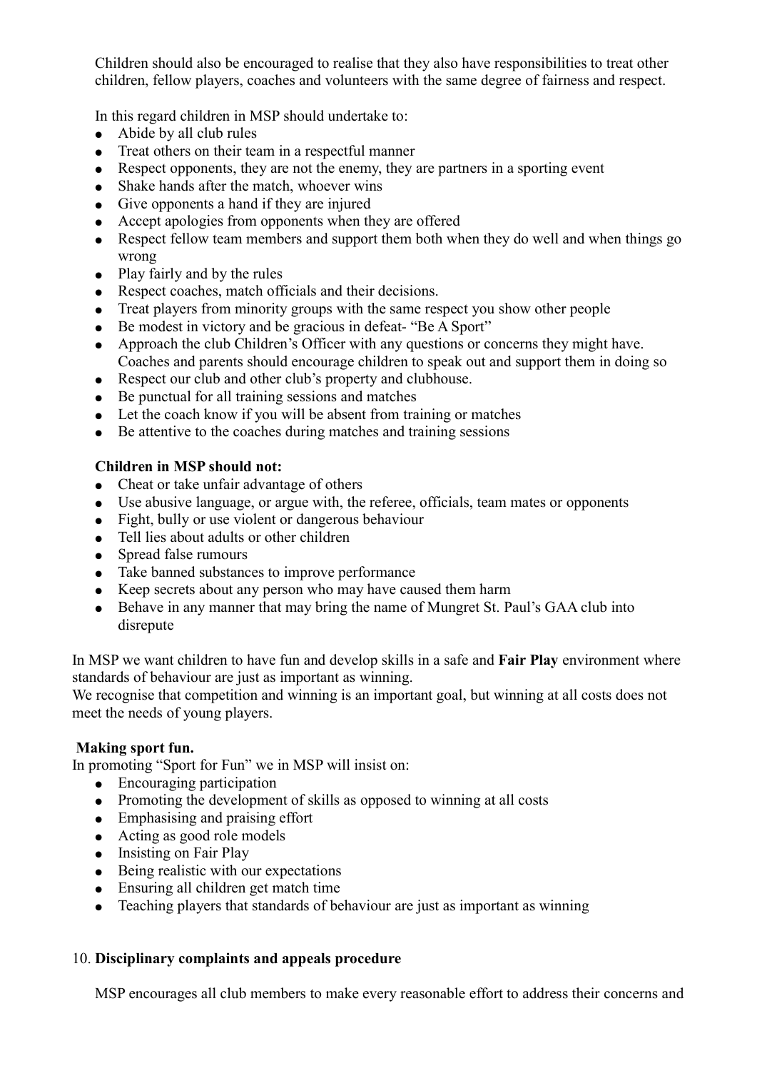Children should also be encouraged to realise that they also have responsibilities to treat other children, fellow players, coaches and volunteers with the same degree of fairness and respect.

In this regard children in MSP should undertake to:

- Abide by all club rules
- Treat others on their team in a respectful manner
- Respect opponents, they are not the enemy, they are partners in a sporting event
- Shake hands after the match, whoever wins
- Give opponents a hand if they are injured
- Accept apologies from opponents when they are offered
- Respect fellow team members and support them both when they do well and when things go wrong
- Play fairly and by the rules
- Respect coaches, match officials and their decisions.
- Treat players from minority groups with the same respect you show other people
- Be modest in victory and be gracious in defeat- "Be A Sport"
- Approach the club Children's Officer with any questions or concerns they might have. Coaches and parents should encourage children to speak out and support them in doing so
- Respect our club and other club's property and clubhouse.
- Be punctual for all training sessions and matches
- Let the coach know if you will be absent from training or matches
- Be attentive to the coaches during matches and training sessions

**Children in MSP should not:**

- Cheat or take unfair advantage of others
- Use abusive language, or argue with, the referee, officials, team mates or opponents
- Fight, bully or use violent or dangerous behaviour
- Tell lies about adults or other children
- Spread false rumours
- Take banned substances to improve performance
- Keep secrets about any person who may have caused them harm
- Behave in any manner that may bring the name of Mungret St. Paul's GAA club into disrepute

In MSP we want children to have fun and develop skills in a safe and **Fair Play** environment where standards of behaviour are just as important as winning.
We recognise that competition and winning is an important goal, but winning at all costs does not meet the needs of young players.

**Making sport fun.**

In promoting "Sport for Fun" we in MSP will insist on:

- Encouraging participation
- Promoting the development of skills as opposed to winning at all costs
- Emphasising and praising effort
- Acting as good role models
- Insisting on Fair Play
- Being realistic with our expectations
- Ensuring all children get match time
- Teaching players that standards of behaviour are just as important as winning

## 10. **Disciplinary complaints and appeals procedure**

MSP encourages all club members to make every reasonable effort to address their concerns and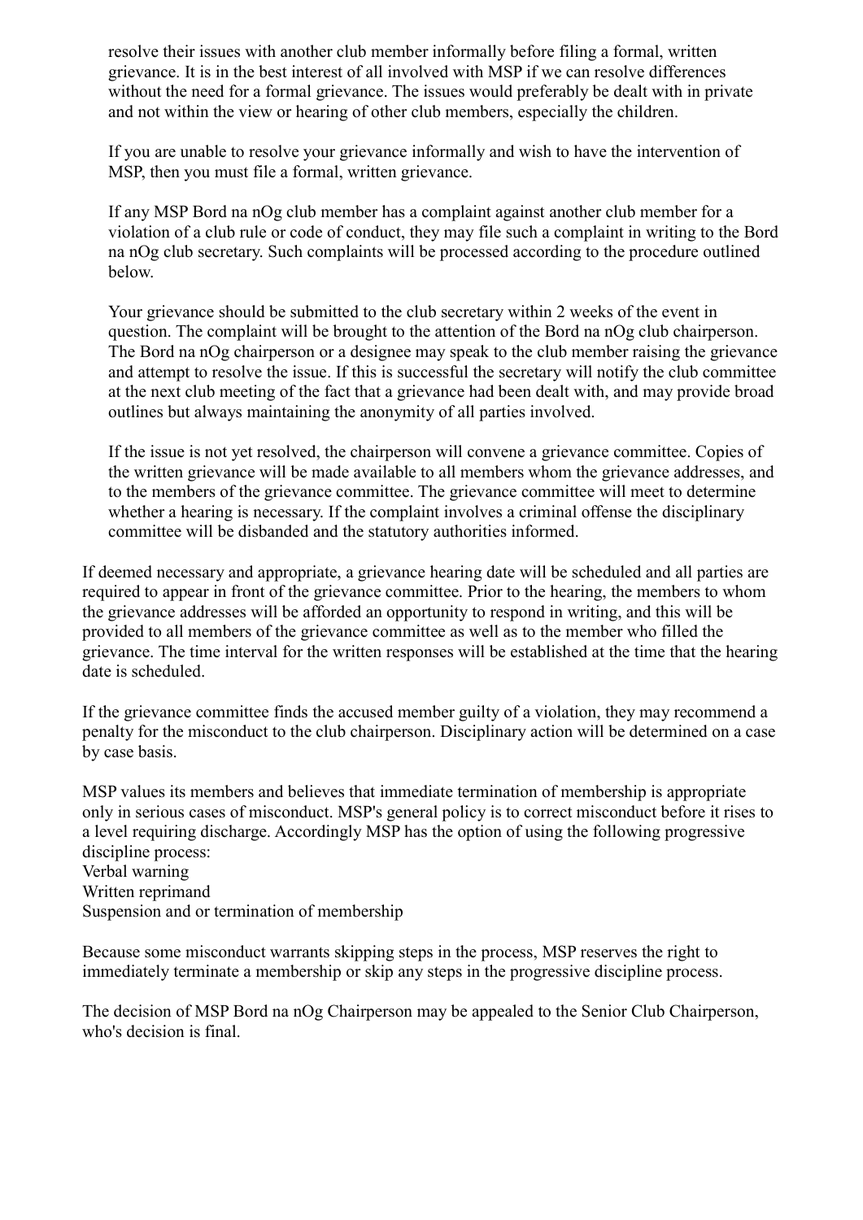resolve their issues with another club member informally before filing a formal, written grievance. It is in the best interest of all involved with MSP if we can resolve differences without the need for a formal grievance. The issues would preferably be dealt with in private and not within the view or hearing of other club members, especially the children.

If you are unable to resolve your grievance informally and wish to have the intervention of MSP, then you must file a formal, written grievance.

If any MSP Bord na nOg club member has a complaint against another club member for a violation of a club rule or code of conduct, they may file such a complaint in writing to the Bord na nOg club secretary. Such complaints will be processed according to the procedure outlined below.

Your grievance should be submitted to the club secretary within 2 weeks of the event in question. The complaint will be brought to the attention of the Bord na nOg club chairperson. The Bord na nOg chairperson or a designee may speak to the club member raising the grievance and attempt to resolve the issue. If this is successful the secretary will notify the club committee at the next club meeting of the fact that a grievance had been dealt with, and may provide broad outlines but always maintaining the anonymity of all parties involved.

If the issue is not yet resolved, the chairperson will convene a grievance committee. Copies of the written grievance will be made available to all members whom the grievance addresses, and to the members of the grievance committee. The grievance committee will meet to determine whether a hearing is necessary. If the complaint involves a criminal offense the disciplinary committee will be disbanded and the statutory authorities informed.

If deemed necessary and appropriate, a grievance hearing date will be scheduled and all parties are required to appear in front of the grievance committee. Prior to the hearing, the members to whom the grievance addresses will be afforded an opportunity to respond in writing, and this will be provided to all members of the grievance committee as well as to the member who filled the grievance. The time interval for the written responses will be established at the time that the hearing date is scheduled.

If the grievance committee finds the accused member guilty of a violation, they may recommend a penalty for the misconduct to the club chairperson. Disciplinary action will be determined on a case by case basis.

MSP values its members and believes that immediate termination of membership is appropriate only in serious cases of misconduct. MSP's general policy is to correct misconduct before it rises to a level requiring discharge. Accordingly MSP has the option of using the following progressive discipline process:
Verbal warning
Written reprimand
Suspension and or termination of membership

Because some misconduct warrants skipping steps in the process, MSP reserves the right to immediately terminate a membership or skip any steps in the progressive discipline process.

The decision of MSP Bord na nOg Chairperson may be appealed to the Senior Club Chairperson, who's decision is final.